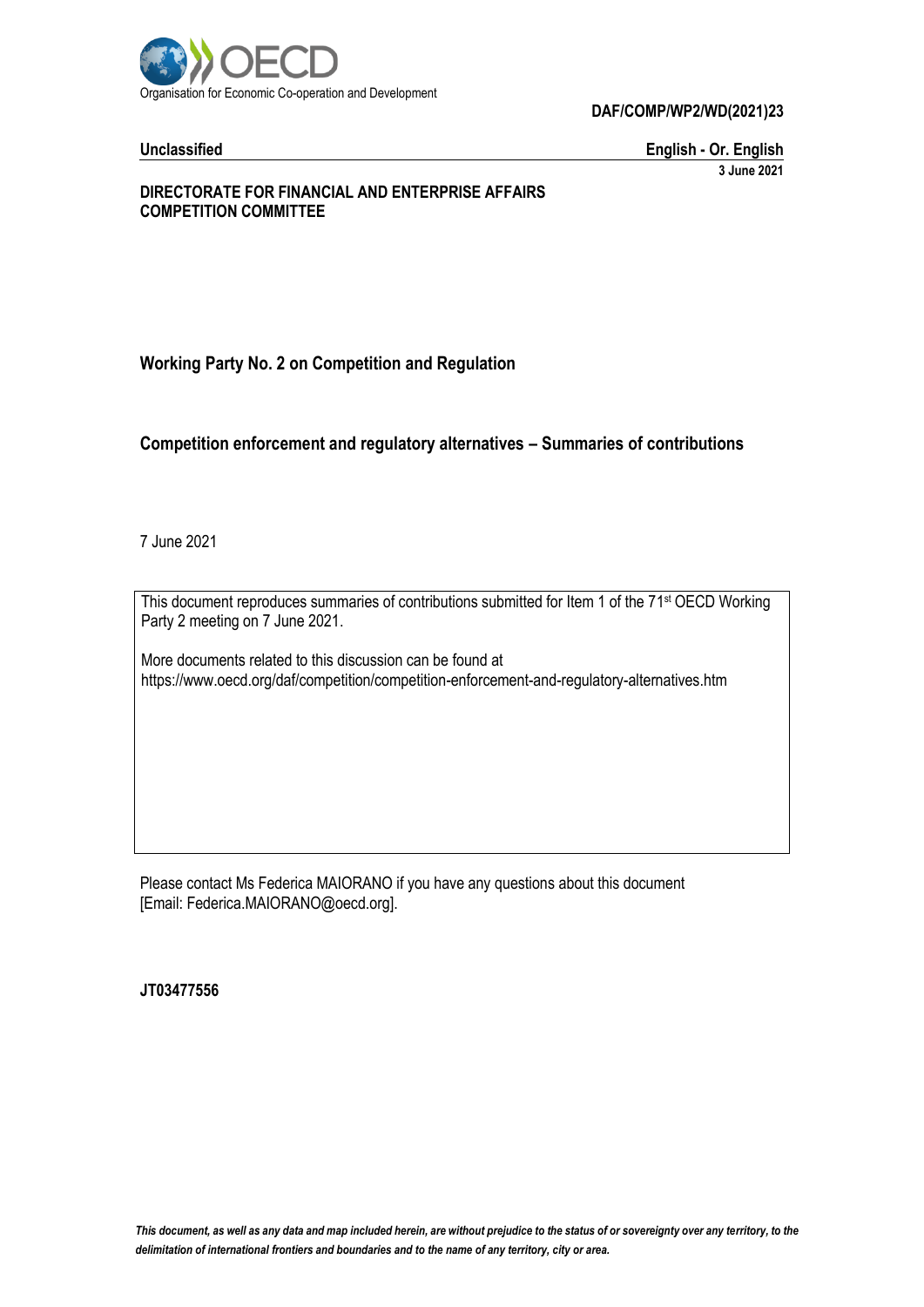Organisation for Economic Co-operation and Development

**DAF/COMP/WP2/WD(2021)23**

**Unclassified** **English - Or. English**

**3 June 2021**

**DIRECTORATE FOR FINANCIAL AND ENTERPRISE AFFAIRS**
**COMPETITION COMMITTEE**

## Working Party No. 2 on Competition and Regulation

# Competition enforcement and regulatory alternatives – Summaries of contributions

7 June 2021

This document reproduces summaries of contributions submitted for Item 1 of the 71st OECD Working Party 2 meeting on 7 June 2021.

More documents related to this discussion can be found at https://www.oecd.org/daf/competition/competition-enforcement-and-regulatory-alternatives.htm

Please contact Ms Federica MAIORANO if you have any questions about this document [Email: Federica.MAIORANO@oecd.org].

**JT03477556**

*This document, as well as any data and map included herein, are without prejudice to the status of or sovereignty over any territory, to the delimitation of international frontiers and boundaries and to the name of any territory, city or area.*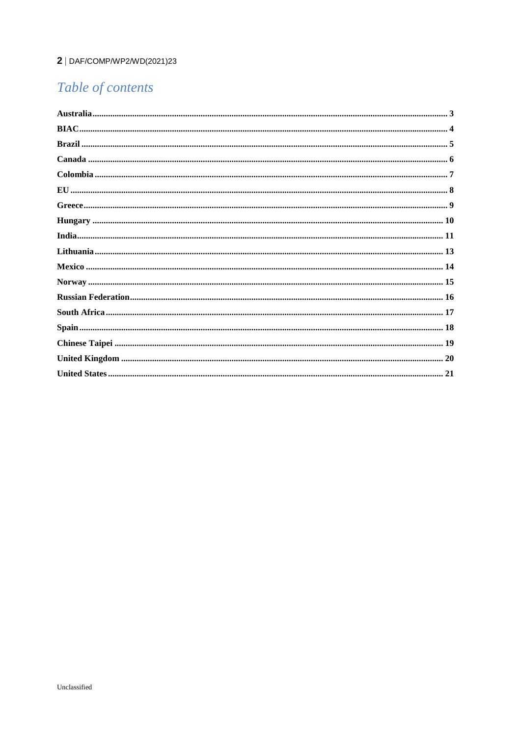# *Table of contents*

**Australia** ... 3
**BIAC** ... 4
**Brazil** ... 5
**Canada** ... 6
**Colombia** ... 7
**EU** ... 8
**Greece** ... 9
**Hungary** ... 10
**India** ... 11
**Lithuania** ... 13
**Mexico** ... 14
**Norway** ... 15
**Russian Federation** ... 16
**South Africa** ... 17
**Spain** ... 18
**Chinese Taipei** ... 19
**United Kingdom** ... 20
**United States** ... 21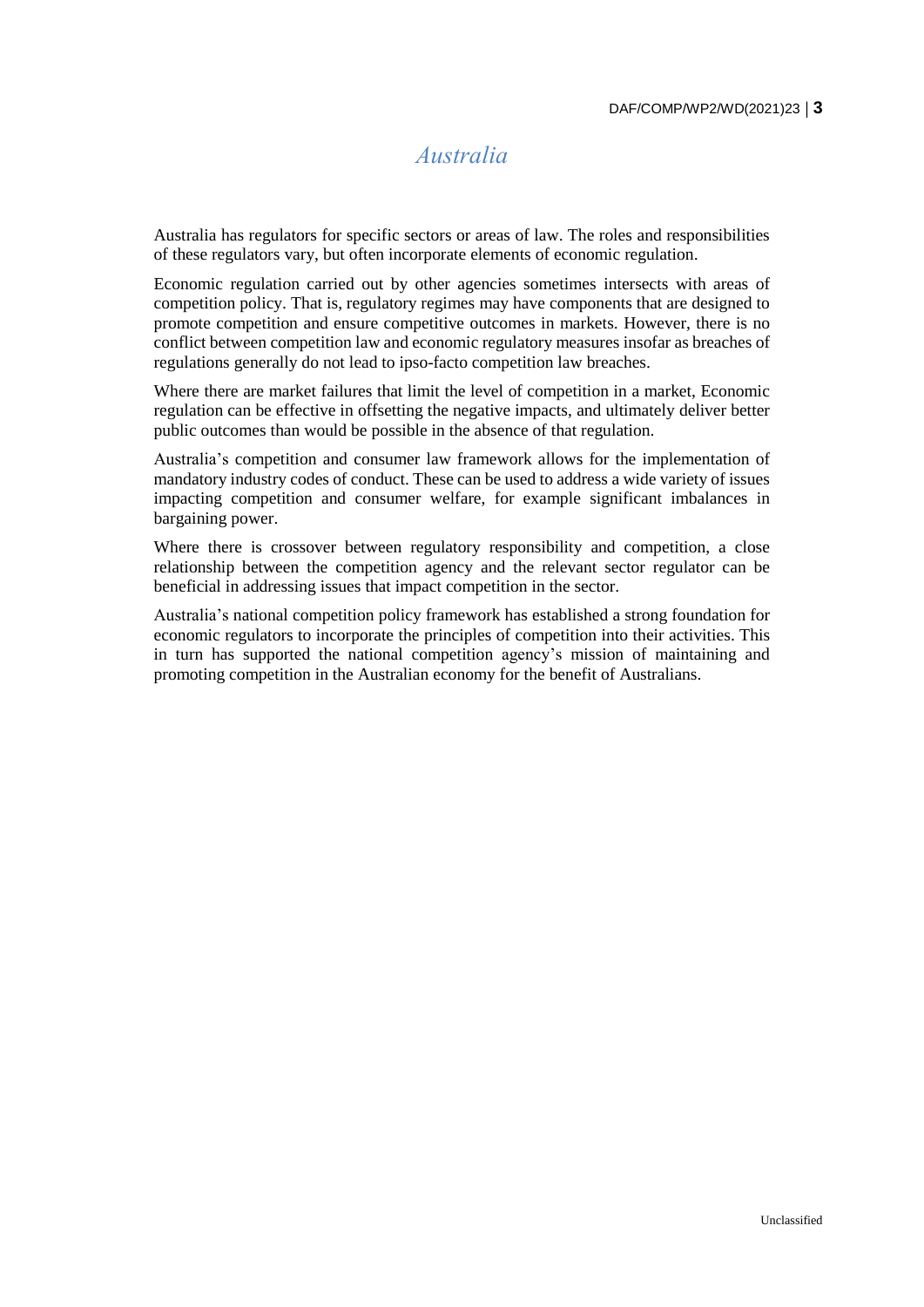# *Australia*

Australia has regulators for specific sectors or areas of law. The roles and responsibilities of these regulators vary, but often incorporate elements of economic regulation.

Economic regulation carried out by other agencies sometimes intersects with areas of competition policy. That is, regulatory regimes may have components that are designed to promote competition and ensure competitive outcomes in markets. However, there is no conflict between competition law and economic regulatory measures insofar as breaches of regulations generally do not lead to ipso-facto competition law breaches.

Where there are market failures that limit the level of competition in a market, Economic regulation can be effective in offsetting the negative impacts, and ultimately deliver better public outcomes than would be possible in the absence of that regulation.

Australia's competition and consumer law framework allows for the implementation of mandatory industry codes of conduct. These can be used to address a wide variety of issues impacting competition and consumer welfare, for example significant imbalances in bargaining power.

Where there is crossover between regulatory responsibility and competition, a close relationship between the competition agency and the relevant sector regulator can be beneficial in addressing issues that impact competition in the sector.

Australia's national competition policy framework has established a strong foundation for economic regulators to incorporate the principles of competition into their activities. This in turn has supported the national competition agency's mission of maintaining and promoting competition in the Australian economy for the benefit of Australians.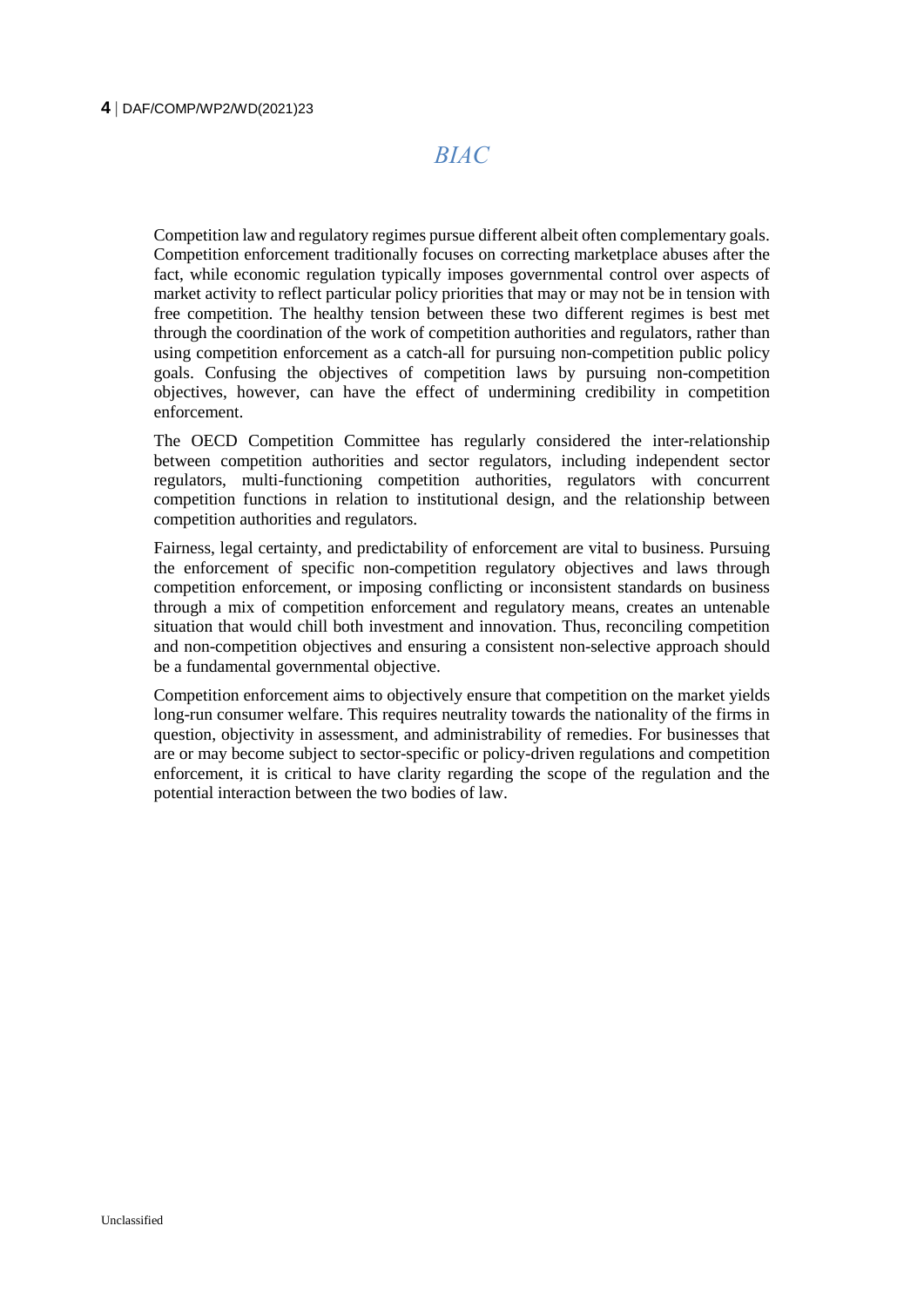# *BIAC*

Competition law and regulatory regimes pursue different albeit often complementary goals. Competition enforcement traditionally focuses on correcting marketplace abuses after the fact, while economic regulation typically imposes governmental control over aspects of market activity to reflect particular policy priorities that may or may not be in tension with free competition. The healthy tension between these two different regimes is best met through the coordination of the work of competition authorities and regulators, rather than using competition enforcement as a catch-all for pursuing non-competition public policy goals. Confusing the objectives of competition laws by pursuing non-competition objectives, however, can have the effect of undermining credibility in competition enforcement.

The OECD Competition Committee has regularly considered the inter-relationship between competition authorities and sector regulators, including independent sector regulators, multi-functioning competition authorities, regulators with concurrent competition functions in relation to institutional design, and the relationship between competition authorities and regulators.

Fairness, legal certainty, and predictability of enforcement are vital to business. Pursuing the enforcement of specific non-competition regulatory objectives and laws through competition enforcement, or imposing conflicting or inconsistent standards on business through a mix of competition enforcement and regulatory means, creates an untenable situation that would chill both investment and innovation. Thus, reconciling competition and non-competition objectives and ensuring a consistent non-selective approach should be a fundamental governmental objective.

Competition enforcement aims to objectively ensure that competition on the market yields long-run consumer welfare. This requires neutrality towards the nationality of the firms in question, objectivity in assessment, and administrability of remedies. For businesses that are or may become subject to sector-specific or policy-driven regulations and competition enforcement, it is critical to have clarity regarding the scope of the regulation and the potential interaction between the two bodies of law.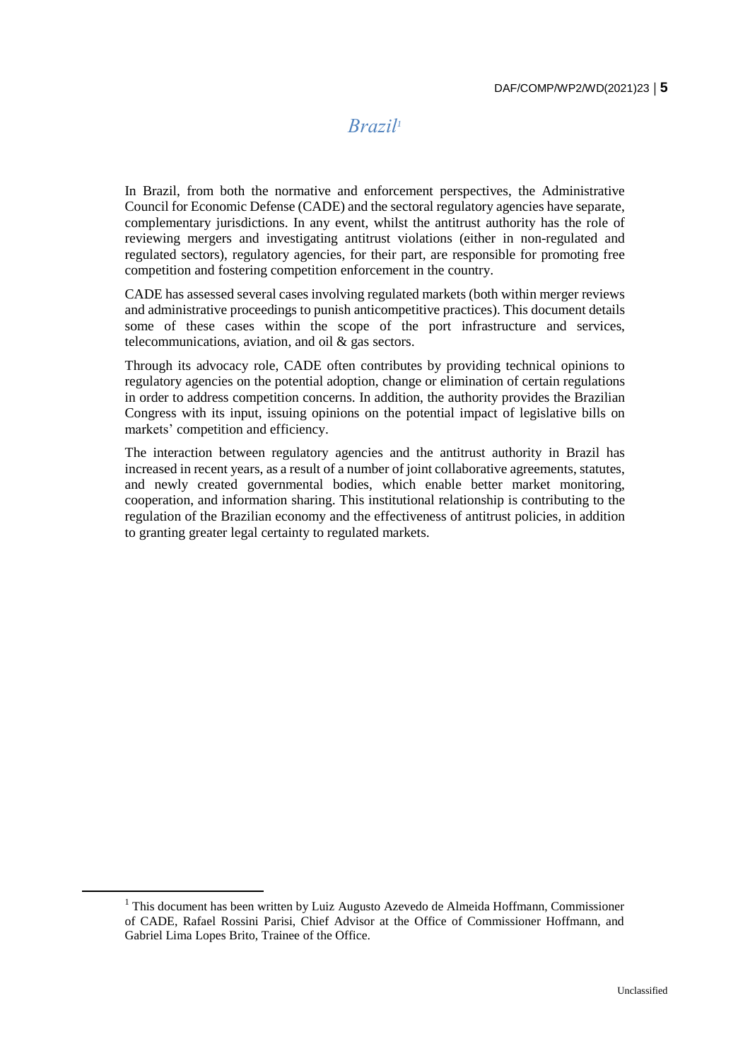# *Brazil*[1]

In Brazil, from both the normative and enforcement perspectives, the Administrative Council for Economic Defense (CADE) and the sectoral regulatory agencies have separate, complementary jurisdictions. In any event, whilst the antitrust authority has the role of reviewing mergers and investigating antitrust violations (either in non-regulated and regulated sectors), regulatory agencies, for their part, are responsible for promoting free competition and fostering competition enforcement in the country.

CADE has assessed several cases involving regulated markets (both within merger reviews and administrative proceedings to punish anticompetitive practices). This document details some of these cases within the scope of the port infrastructure and services, telecommunications, aviation, and oil & gas sectors.

Through its advocacy role, CADE often contributes by providing technical opinions to regulatory agencies on the potential adoption, change or elimination of certain regulations in order to address competition concerns. In addition, the authority provides the Brazilian Congress with its input, issuing opinions on the potential impact of legislative bills on markets' competition and efficiency.

The interaction between regulatory agencies and the antitrust authority in Brazil has increased in recent years, as a result of a number of joint collaborative agreements, statutes, and newly created governmental bodies, which enable better market monitoring, cooperation, and information sharing. This institutional relationship is contributing to the regulation of the Brazilian economy and the effectiveness of antitrust policies, in addition to granting greater legal certainty to regulated markets.

---

[1] This document has been written by Luiz Augusto Azevedo de Almeida Hoffmann, Commissioner of CADE, Rafael Rossini Parisi, Chief Advisor at the Office of Commissioner Hoffmann, and Gabriel Lima Lopes Brito, Trainee of the Office.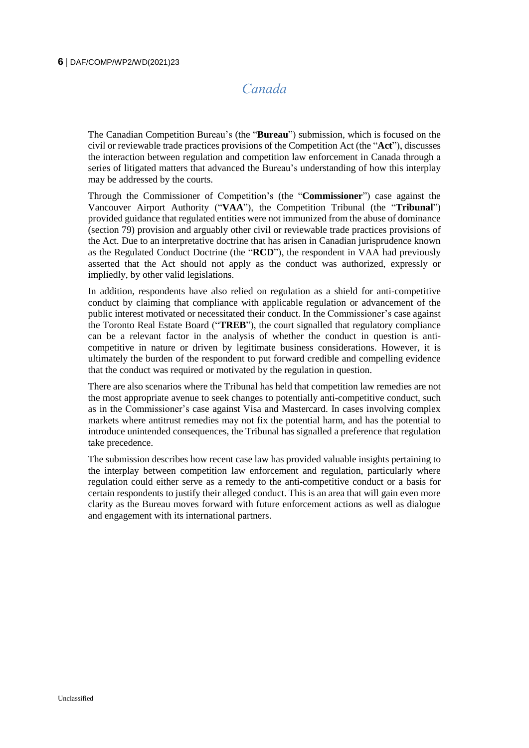# Canada

The Canadian Competition Bureau's (the "**Bureau**") submission, which is focused on the civil or reviewable trade practices provisions of the Competition Act (the "**Act**"), discusses the interaction between regulation and competition law enforcement in Canada through a series of litigated matters that advanced the Bureau's understanding of how this interplay may be addressed by the courts.

Through the Commissioner of Competition's (the "**Commissioner**") case against the Vancouver Airport Authority ("**VAA**"), the Competition Tribunal (the "**Tribunal**") provided guidance that regulated entities were not immunized from the abuse of dominance (section 79) provision and arguably other civil or reviewable trade practices provisions of the Act. Due to an interpretative doctrine that has arisen in Canadian jurisprudence known as the Regulated Conduct Doctrine (the "**RCD**"), the respondent in VAA had previously asserted that the Act should not apply as the conduct was authorized, expressly or impliedly, by other valid legislations.

In addition, respondents have also relied on regulation as a shield for anti-competitive conduct by claiming that compliance with applicable regulation or advancement of the public interest motivated or necessitated their conduct. In the Commissioner's case against the Toronto Real Estate Board ("**TREB**"), the court signalled that regulatory compliance can be a relevant factor in the analysis of whether the conduct in question is anti-competitive in nature or driven by legitimate business considerations. However, it is ultimately the burden of the respondent to put forward credible and compelling evidence that the conduct was required or motivated by the regulation in question.

There are also scenarios where the Tribunal has held that competition law remedies are not the most appropriate avenue to seek changes to potentially anti-competitive conduct, such as in the Commissioner's case against Visa and Mastercard. In cases involving complex markets where antitrust remedies may not fix the potential harm, and has the potential to introduce unintended consequences, the Tribunal has signalled a preference that regulation take precedence.

The submission describes how recent case law has provided valuable insights pertaining to the interplay between competition law enforcement and regulation, particularly where regulation could either serve as a remedy to the anti-competitive conduct or a basis for certain respondents to justify their alleged conduct. This is an area that will gain even more clarity as the Bureau moves forward with future enforcement actions as well as dialogue and engagement with its international partners.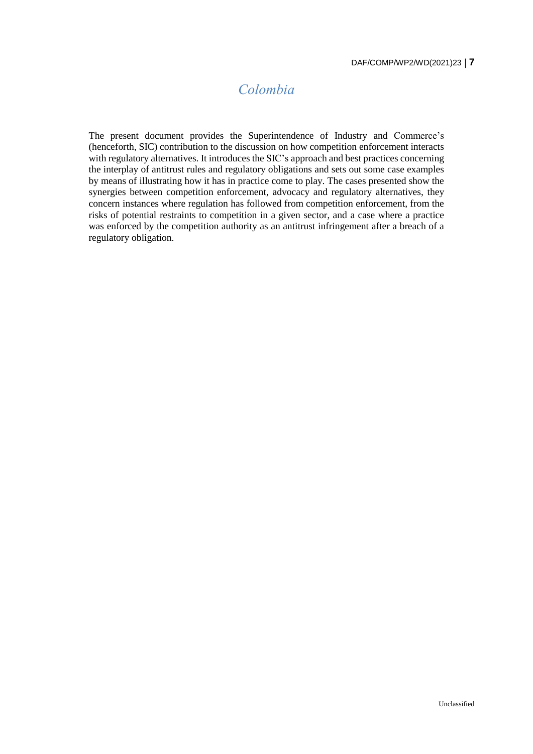# *Colombia*

The present document provides the Superintendence of Industry and Commerce's (henceforth, SIC) contribution to the discussion on how competition enforcement interacts with regulatory alternatives. It introduces the SIC's approach and best practices concerning the interplay of antitrust rules and regulatory obligations and sets out some case examples by means of illustrating how it has in practice come to play. The cases presented show the synergies between competition enforcement, advocacy and regulatory alternatives, they concern instances where regulation has followed from competition enforcement, from the risks of potential restraints to competition in a given sector, and a case where a practice was enforced by the competition authority as an antitrust infringement after a breach of a regulatory obligation.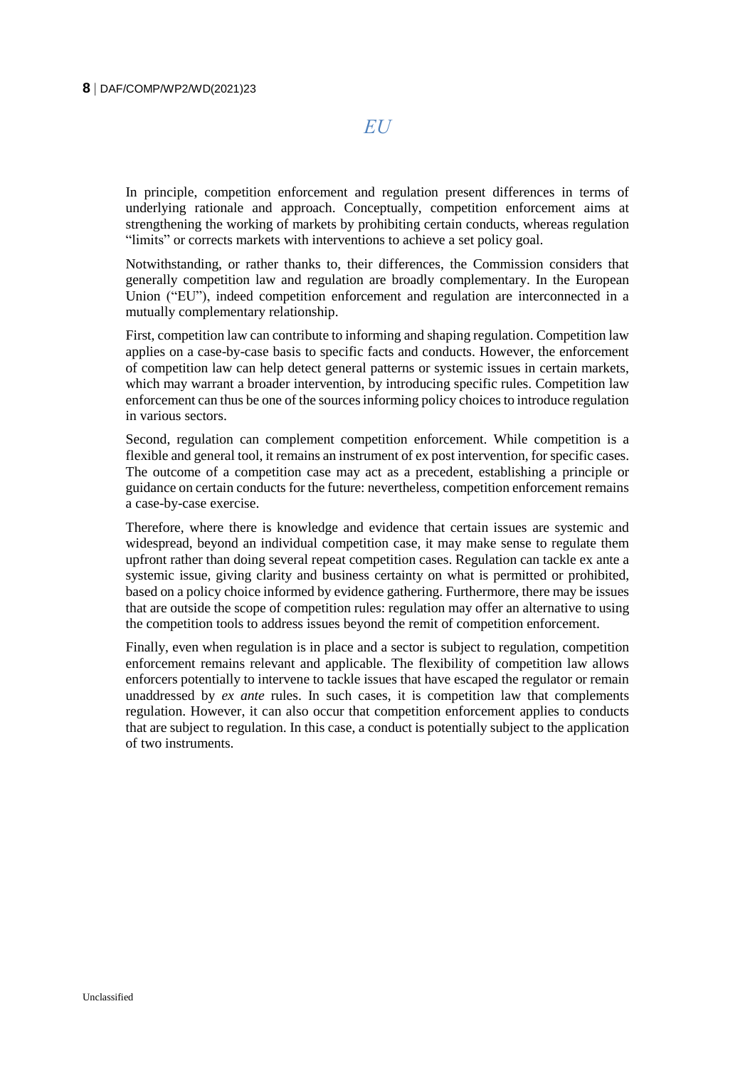## *EU*

In principle, competition enforcement and regulation present differences in terms of underlying rationale and approach. Conceptually, competition enforcement aims at strengthening the working of markets by prohibiting certain conducts, whereas regulation "limits" or corrects markets with interventions to achieve a set policy goal.

Notwithstanding, or rather thanks to, their differences, the Commission considers that generally competition law and regulation are broadly complementary. In the European Union ("EU"), indeed competition enforcement and regulation are interconnected in a mutually complementary relationship.

First, competition law can contribute to informing and shaping regulation. Competition law applies on a case-by-case basis to specific facts and conducts. However, the enforcement of competition law can help detect general patterns or systemic issues in certain markets, which may warrant a broader intervention, by introducing specific rules. Competition law enforcement can thus be one of the sources informing policy choices to introduce regulation in various sectors.

Second, regulation can complement competition enforcement. While competition is a flexible and general tool, it remains an instrument of ex post intervention, for specific cases. The outcome of a competition case may act as a precedent, establishing a principle or guidance on certain conducts for the future: nevertheless, competition enforcement remains a case-by-case exercise.

Therefore, where there is knowledge and evidence that certain issues are systemic and widespread, beyond an individual competition case, it may make sense to regulate them upfront rather than doing several repeat competition cases. Regulation can tackle ex ante a systemic issue, giving clarity and business certainty on what is permitted or prohibited, based on a policy choice informed by evidence gathering. Furthermore, there may be issues that are outside the scope of competition rules: regulation may offer an alternative to using the competition tools to address issues beyond the remit of competition enforcement.

Finally, even when regulation is in place and a sector is subject to regulation, competition enforcement remains relevant and applicable. The flexibility of competition law allows enforcers potentially to intervene to tackle issues that have escaped the regulator or remain unaddressed by *ex ante* rules. In such cases, it is competition law that complements regulation. However, it can also occur that competition enforcement applies to conducts that are subject to regulation. In this case, a conduct is potentially subject to the application of two instruments.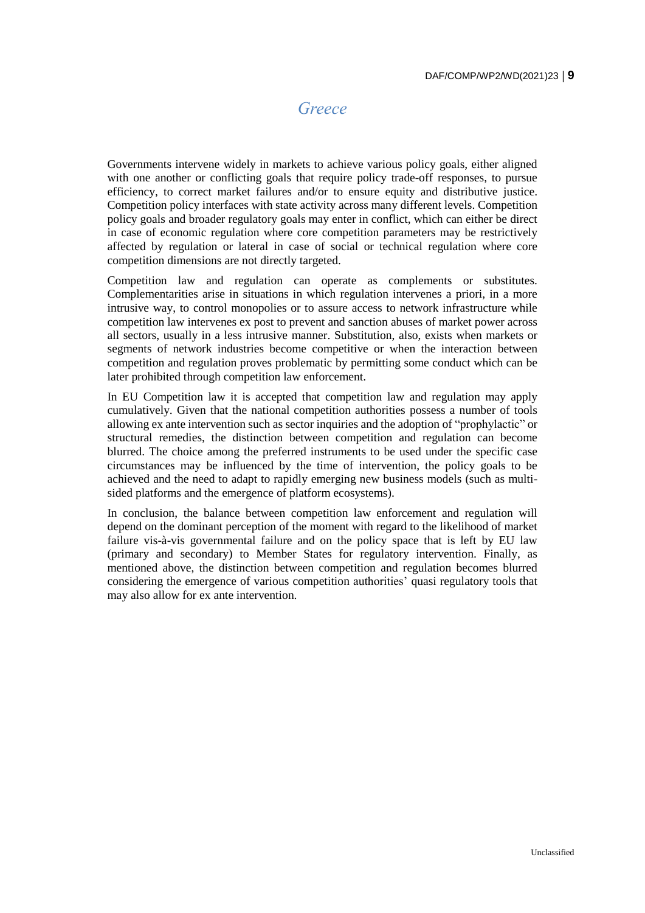# *Greece*

Governments intervene widely in markets to achieve various policy goals, either aligned with one another or conflicting goals that require policy trade-off responses, to pursue efficiency, to correct market failures and/or to ensure equity and distributive justice. Competition policy interfaces with state activity across many different levels. Competition policy goals and broader regulatory goals may enter in conflict, which can either be direct in case of economic regulation where core competition parameters may be restrictively affected by regulation or lateral in case of social or technical regulation where core competition dimensions are not directly targeted.

Competition law and regulation can operate as complements or substitutes. Complementarities arise in situations in which regulation intervenes a priori, in a more intrusive way, to control monopolies or to assure access to network infrastructure while competition law intervenes ex post to prevent and sanction abuses of market power across all sectors, usually in a less intrusive manner. Substitution, also, exists when markets or segments of network industries become competitive or when the interaction between competition and regulation proves problematic by permitting some conduct which can be later prohibited through competition law enforcement.

In EU Competition law it is accepted that competition law and regulation may apply cumulatively. Given that the national competition authorities possess a number of tools allowing ex ante intervention such as sector inquiries and the adoption of "prophylactic" or structural remedies, the distinction between competition and regulation can become blurred. The choice among the preferred instruments to be used under the specific case circumstances may be influenced by the time of intervention, the policy goals to be achieved and the need to adapt to rapidly emerging new business models (such as multi-sided platforms and the emergence of platform ecosystems).

In conclusion, the balance between competition law enforcement and regulation will depend on the dominant perception of the moment with regard to the likelihood of market failure vis-à-vis governmental failure and on the policy space that is left by EU law (primary and secondary) to Member States for regulatory intervention. Finally, as mentioned above, the distinction between competition and regulation becomes blurred considering the emergence of various competition authorities' quasi regulatory tools that may also allow for ex ante intervention.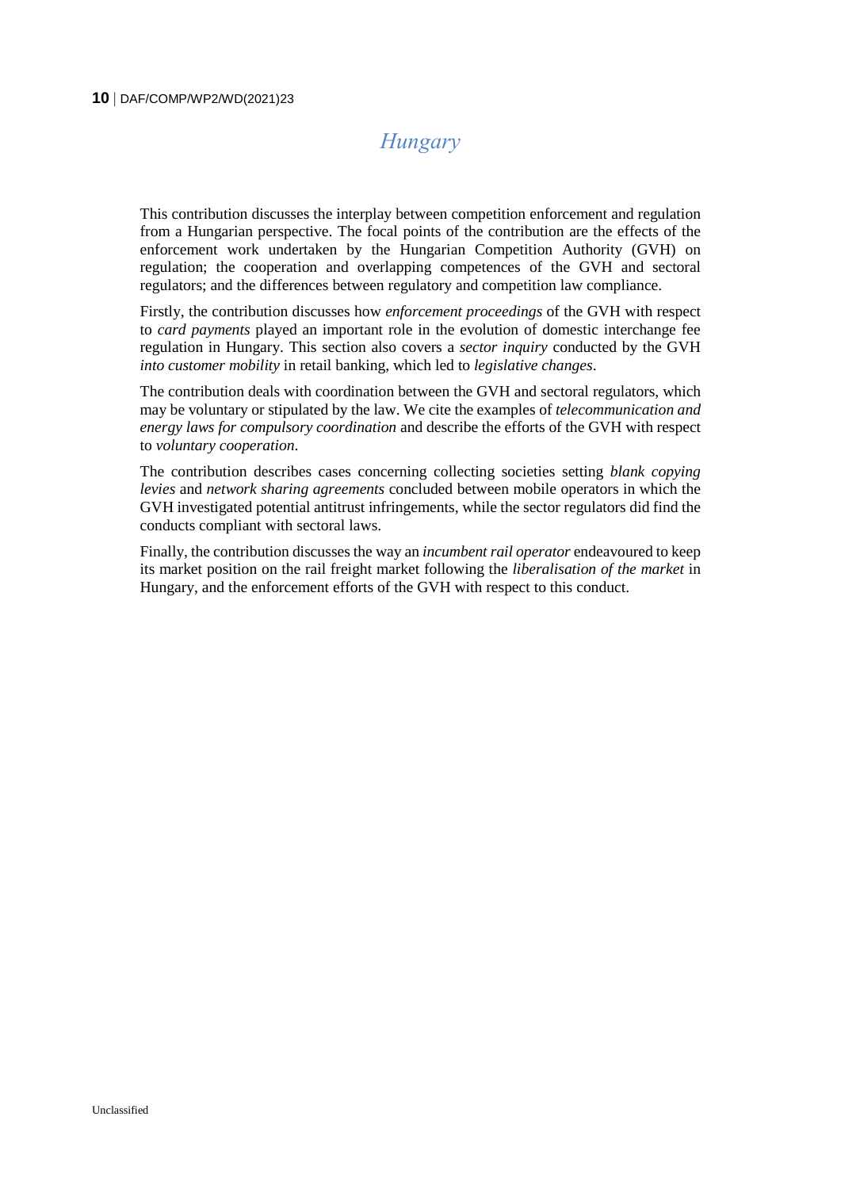# *Hungary*

This contribution discusses the interplay between competition enforcement and regulation from a Hungarian perspective. The focal points of the contribution are the effects of the enforcement work undertaken by the Hungarian Competition Authority (GVH) on regulation; the cooperation and overlapping competences of the GVH and sectoral regulators; and the differences between regulatory and competition law compliance.

Firstly, the contribution discusses how *enforcement proceedings* of the GVH with respect to *card payments* played an important role in the evolution of domestic interchange fee regulation in Hungary. This section also covers a *sector inquiry* conducted by the GVH *into customer mobility* in retail banking, which led to *legislative changes*.

The contribution deals with coordination between the GVH and sectoral regulators, which may be voluntary or stipulated by the law. We cite the examples of *telecommunication and energy laws for compulsory coordination* and describe the efforts of the GVH with respect to *voluntary cooperation*.

The contribution describes cases concerning collecting societies setting *blank copying levies* and *network sharing agreements* concluded between mobile operators in which the GVH investigated potential antitrust infringements, while the sector regulators did find the conducts compliant with sectoral laws.

Finally, the contribution discusses the way an *incumbent rail operator* endeavoured to keep its market position on the rail freight market following the *liberalisation of the market* in Hungary, and the enforcement efforts of the GVH with respect to this conduct.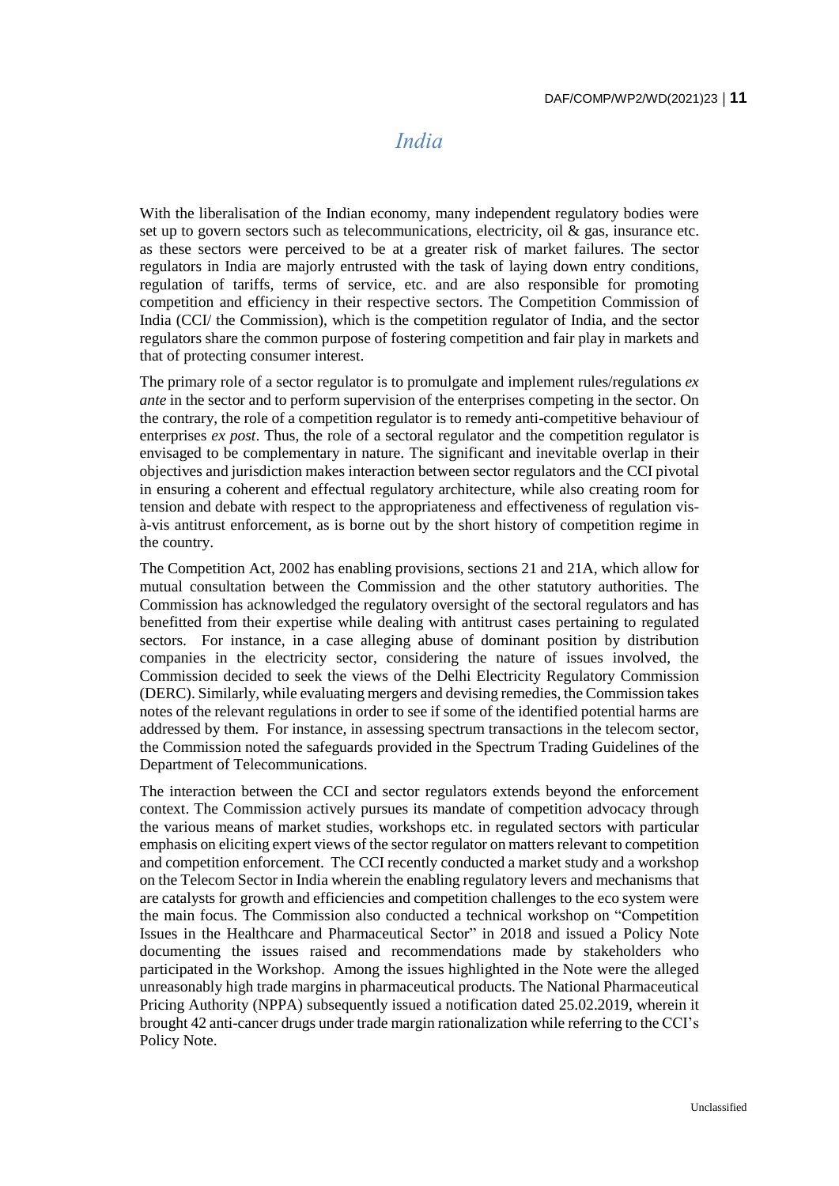# *India*

With the liberalisation of the Indian economy, many independent regulatory bodies were set up to govern sectors such as telecommunications, electricity, oil & gas, insurance etc. as these sectors were perceived to be at a greater risk of market failures. The sector regulators in India are majorly entrusted with the task of laying down entry conditions, regulation of tariffs, terms of service, etc. and are also responsible for promoting competition and efficiency in their respective sectors. The Competition Commission of India (CCI/ the Commission), which is the competition regulator of India, and the sector regulators share the common purpose of fostering competition and fair play in markets and that of protecting consumer interest.

The primary role of a sector regulator is to promulgate and implement rules/regulations *ex ante* in the sector and to perform supervision of the enterprises competing in the sector. On the contrary, the role of a competition regulator is to remedy anti-competitive behaviour of enterprises *ex post*. Thus, the role of a sectoral regulator and the competition regulator is envisaged to be complementary in nature. The significant and inevitable overlap in their objectives and jurisdiction makes interaction between sector regulators and the CCI pivotal in ensuring a coherent and effectual regulatory architecture, while also creating room for tension and debate with respect to the appropriateness and effectiveness of regulation vis-à-vis antitrust enforcement, as is borne out by the short history of competition regime in the country.

The Competition Act, 2002 has enabling provisions, sections 21 and 21A, which allow for mutual consultation between the Commission and the other statutory authorities. The Commission has acknowledged the regulatory oversight of the sectoral regulators and has benefitted from their expertise while dealing with antitrust cases pertaining to regulated sectors. For instance, in a case alleging abuse of dominant position by distribution companies in the electricity sector, considering the nature of issues involved, the Commission decided to seek the views of the Delhi Electricity Regulatory Commission (DERC). Similarly, while evaluating mergers and devising remedies, the Commission takes notes of the relevant regulations in order to see if some of the identified potential harms are addressed by them. For instance, in assessing spectrum transactions in the telecom sector, the Commission noted the safeguards provided in the Spectrum Trading Guidelines of the Department of Telecommunications.

The interaction between the CCI and sector regulators extends beyond the enforcement context. The Commission actively pursues its mandate of competition advocacy through the various means of market studies, workshops etc. in regulated sectors with particular emphasis on eliciting expert views of the sector regulator on matters relevant to competition and competition enforcement. The CCI recently conducted a market study and a workshop on the Telecom Sector in India wherein the enabling regulatory levers and mechanisms that are catalysts for growth and efficiencies and competition challenges to the eco system were the main focus. The Commission also conducted a technical workshop on "Competition Issues in the Healthcare and Pharmaceutical Sector" in 2018 and issued a Policy Note documenting the issues raised and recommendations made by stakeholders who participated in the Workshop. Among the issues highlighted in the Note were the alleged unreasonably high trade margins in pharmaceutical products. The National Pharmaceutical Pricing Authority (NPPA) subsequently issued a notification dated 25.02.2019, wherein it brought 42 anti-cancer drugs under trade margin rationalization while referring to the CCI's Policy Note.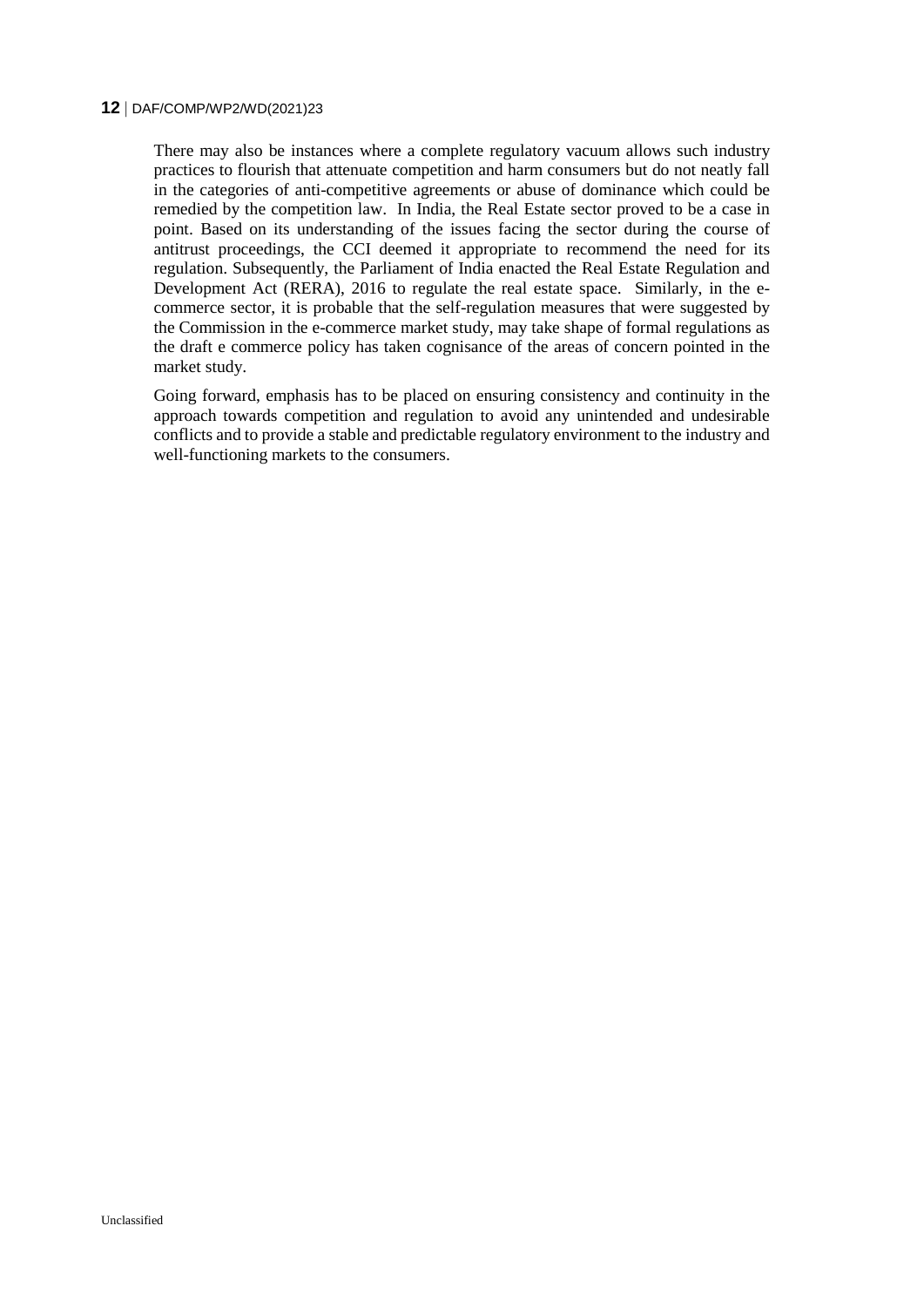There may also be instances where a complete regulatory vacuum allows such industry practices to flourish that attenuate competition and harm consumers but do not neatly fall in the categories of anti-competitive agreements or abuse of dominance which could be remedied by the competition law. In India, the Real Estate sector proved to be a case in point. Based on its understanding of the issues facing the sector during the course of antitrust proceedings, the CCI deemed it appropriate to recommend the need for its regulation. Subsequently, the Parliament of India enacted the Real Estate Regulation and Development Act (RERA), 2016 to regulate the real estate space. Similarly, in the e-commerce sector, it is probable that the self-regulation measures that were suggested by the Commission in the e-commerce market study, may take shape of formal regulations as the draft e commerce policy has taken cognisance of the areas of concern pointed in the market study.

Going forward, emphasis has to be placed on ensuring consistency and continuity in the approach towards competition and regulation to avoid any unintended and undesirable conflicts and to provide a stable and predictable regulatory environment to the industry and well-functioning markets to the consumers.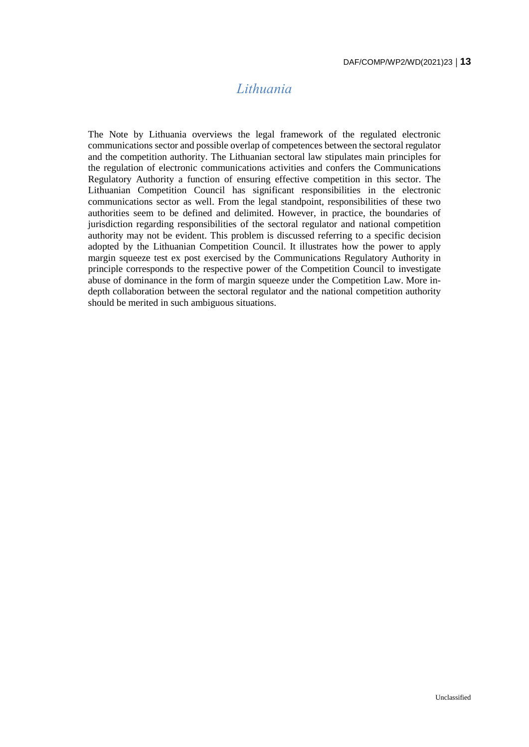## *Lithuania*

The Note by Lithuania overviews the legal framework of the regulated electronic communications sector and possible overlap of competences between the sectoral regulator and the competition authority. The Lithuanian sectoral law stipulates main principles for the regulation of electronic communications activities and confers the Communications Regulatory Authority a function of ensuring effective competition in this sector. The Lithuanian Competition Council has significant responsibilities in the electronic communications sector as well. From the legal standpoint, responsibilities of these two authorities seem to be defined and delimited. However, in practice, the boundaries of jurisdiction regarding responsibilities of the sectoral regulator and national competition authority may not be evident. This problem is discussed referring to a specific decision adopted by the Lithuanian Competition Council. It illustrates how the power to apply margin squeeze test ex post exercised by the Communications Regulatory Authority in principle corresponds to the respective power of the Competition Council to investigate abuse of dominance in the form of margin squeeze under the Competition Law. More in-depth collaboration between the sectoral regulator and the national competition authority should be merited in such ambiguous situations.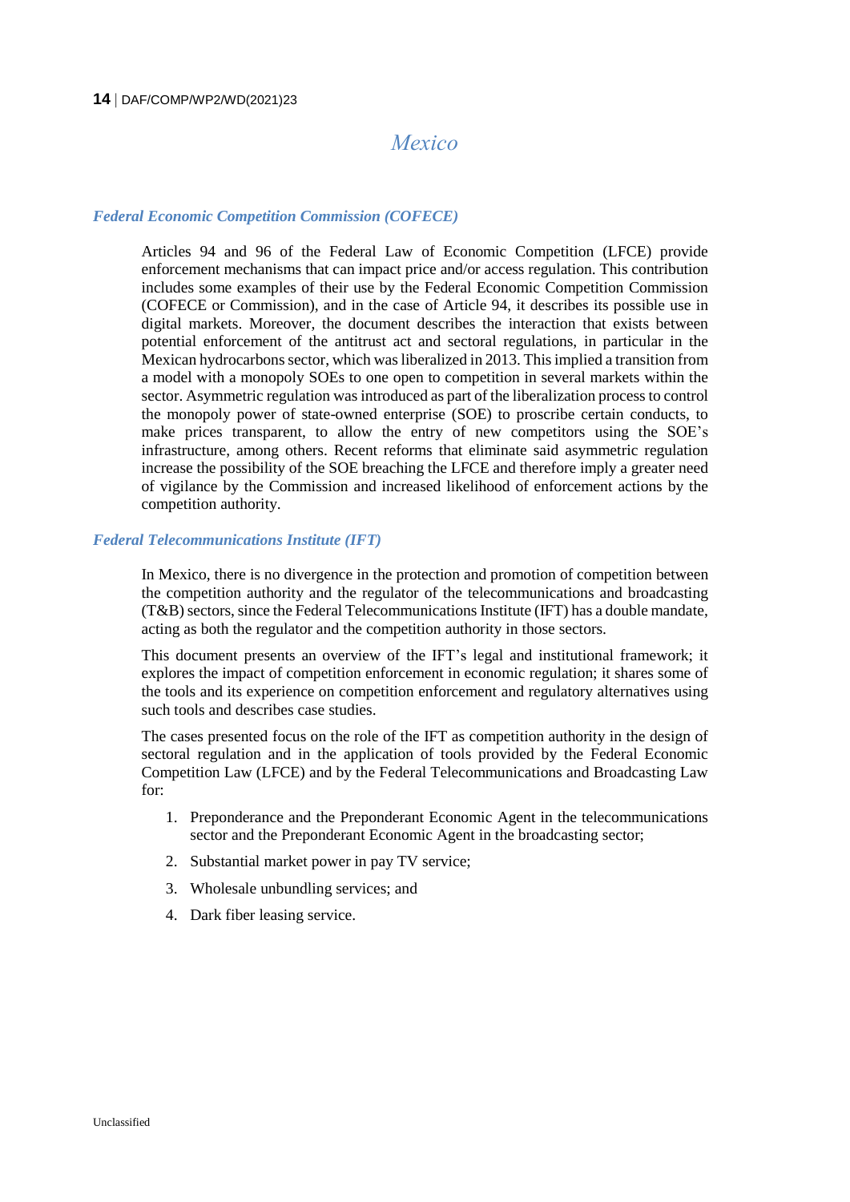## Mexico

### Federal Economic Competition Commission (COFECE)

Articles 94 and 96 of the Federal Law of Economic Competition (LFCE) provide enforcement mechanisms that can impact price and/or access regulation. This contribution includes some examples of their use by the Federal Economic Competition Commission (COFECE or Commission), and in the case of Article 94, it describes its possible use in digital markets. Moreover, the document describes the interaction that exists between potential enforcement of the antitrust act and sectoral regulations, in particular in the Mexican hydrocarbons sector, which was liberalized in 2013. This implied a transition from a model with a monopoly SOEs to one open to competition in several markets within the sector. Asymmetric regulation was introduced as part of the liberalization process to control the monopoly power of state-owned enterprise (SOE) to proscribe certain conducts, to make prices transparent, to allow the entry of new competitors using the SOE's infrastructure, among others. Recent reforms that eliminate said asymmetric regulation increase the possibility of the SOE breaching the LFCE and therefore imply a greater need of vigilance by the Commission and increased likelihood of enforcement actions by the competition authority.

### Federal Telecommunications Institute (IFT)

In Mexico, there is no divergence in the protection and promotion of competition between the competition authority and the regulator of the telecommunications and broadcasting (T&B) sectors, since the Federal Telecommunications Institute (IFT) has a double mandate, acting as both the regulator and the competition authority in those sectors.

This document presents an overview of the IFT's legal and institutional framework; it explores the impact of competition enforcement in economic regulation; it shares some of the tools and its experience on competition enforcement and regulatory alternatives using such tools and describes case studies.

The cases presented focus on the role of the IFT as competition authority in the design of sectoral regulation and in the application of tools provided by the Federal Economic Competition Law (LFCE) and by the Federal Telecommunications and Broadcasting Law for:

1. Preponderance and the Preponderant Economic Agent in the telecommunications sector and the Preponderant Economic Agent in the broadcasting sector;
2. Substantial market power in pay TV service;
3. Wholesale unbundling services; and
4. Dark fiber leasing service.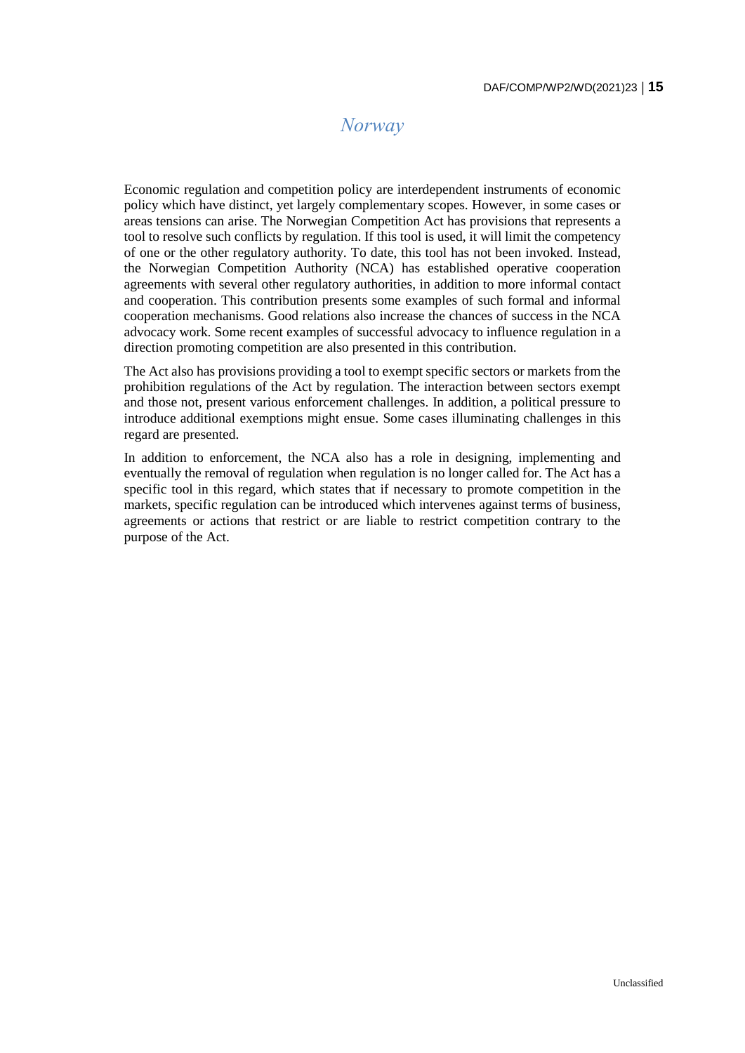# *Norway*

Economic regulation and competition policy are interdependent instruments of economic policy which have distinct, yet largely complementary scopes. However, in some cases or areas tensions can arise. The Norwegian Competition Act has provisions that represents a tool to resolve such conflicts by regulation. If this tool is used, it will limit the competency of one or the other regulatory authority. To date, this tool has not been invoked. Instead, the Norwegian Competition Authority (NCA) has established operative cooperation agreements with several other regulatory authorities, in addition to more informal contact and cooperation. This contribution presents some examples of such formal and informal cooperation mechanisms. Good relations also increase the chances of success in the NCA advocacy work. Some recent examples of successful advocacy to influence regulation in a direction promoting competition are also presented in this contribution.

The Act also has provisions providing a tool to exempt specific sectors or markets from the prohibition regulations of the Act by regulation. The interaction between sectors exempt and those not, present various enforcement challenges. In addition, a political pressure to introduce additional exemptions might ensue. Some cases illuminating challenges in this regard are presented.

In addition to enforcement, the NCA also has a role in designing, implementing and eventually the removal of regulation when regulation is no longer called for. The Act has a specific tool in this regard, which states that if necessary to promote competition in the markets, specific regulation can be introduced which intervenes against terms of business, agreements or actions that restrict or are liable to restrict competition contrary to the purpose of the Act.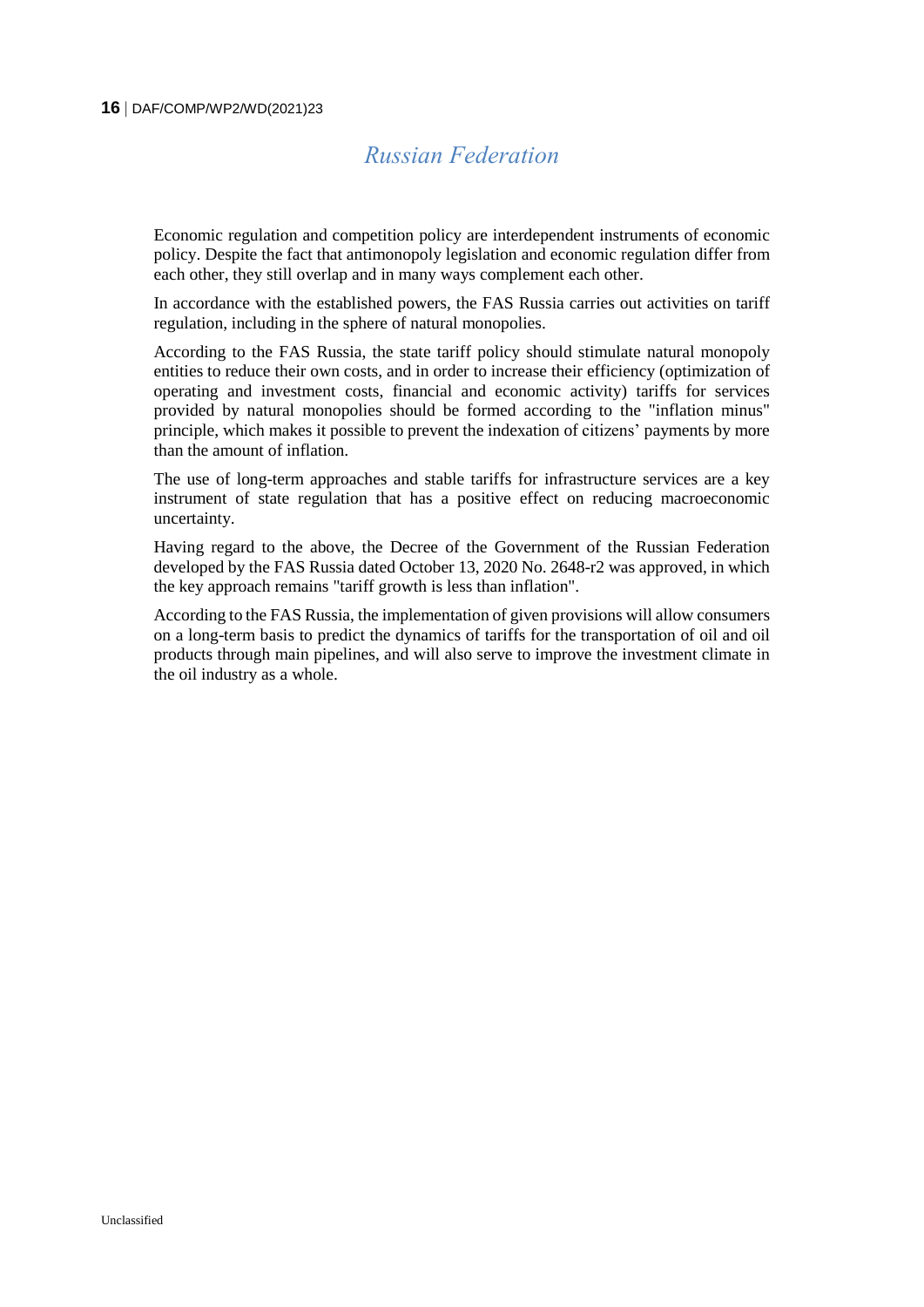# Russian Federation

Economic regulation and competition policy are interdependent instruments of economic policy. Despite the fact that antimonopoly legislation and economic regulation differ from each other, they still overlap and in many ways complement each other.

In accordance with the established powers, the FAS Russia carries out activities on tariff regulation, including in the sphere of natural monopolies.

According to the FAS Russia, the state tariff policy should stimulate natural monopoly entities to reduce their own costs, and in order to increase their efficiency (optimization of operating and investment costs, financial and economic activity) tariffs for services provided by natural monopolies should be formed according to the "inflation minus" principle, which makes it possible to prevent the indexation of citizens' payments by more than the amount of inflation.

The use of long-term approaches and stable tariffs for infrastructure services are a key instrument of state regulation that has a positive effect on reducing macroeconomic uncertainty.

Having regard to the above, the Decree of the Government of the Russian Federation developed by the FAS Russia dated October 13, 2020 No. 2648-r2 was approved, in which the key approach remains "tariff growth is less than inflation".

According to the FAS Russia, the implementation of given provisions will allow consumers on a long-term basis to predict the dynamics of tariffs for the transportation of oil and oil products through main pipelines, and will also serve to improve the investment climate in the oil industry as a whole.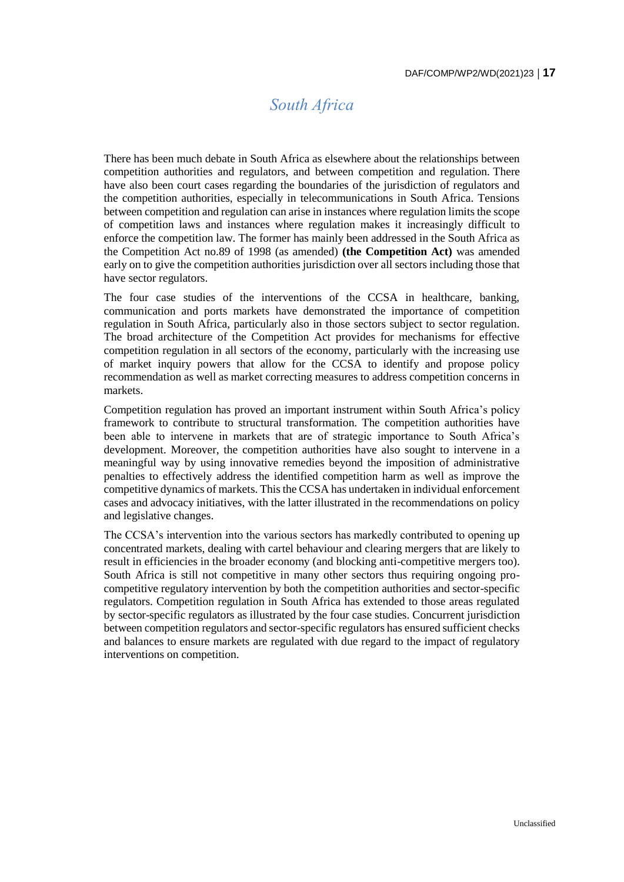# *South Africa*

There has been much debate in South Africa as elsewhere about the relationships between competition authorities and regulators, and between competition and regulation. There have also been court cases regarding the boundaries of the jurisdiction of regulators and the competition authorities, especially in telecommunications in South Africa. Tensions between competition and regulation can arise in instances where regulation limits the scope of competition laws and instances where regulation makes it increasingly difficult to enforce the competition law. The former has mainly been addressed in the South Africa as the Competition Act no.89 of 1998 (as amended) **(the Competition Act)** was amended early on to give the competition authorities jurisdiction over all sectors including those that have sector regulators.

The four case studies of the interventions of the CCSA in healthcare, banking, communication and ports markets have demonstrated the importance of competition regulation in South Africa, particularly also in those sectors subject to sector regulation. The broad architecture of the Competition Act provides for mechanisms for effective competition regulation in all sectors of the economy, particularly with the increasing use of market inquiry powers that allow for the CCSA to identify and propose policy recommendation as well as market correcting measures to address competition concerns in markets.

Competition regulation has proved an important instrument within South Africa's policy framework to contribute to structural transformation. The competition authorities have been able to intervene in markets that are of strategic importance to South Africa's development. Moreover, the competition authorities have also sought to intervene in a meaningful way by using innovative remedies beyond the imposition of administrative penalties to effectively address the identified competition harm as well as improve the competitive dynamics of markets. This the CCSA has undertaken in individual enforcement cases and advocacy initiatives, with the latter illustrated in the recommendations on policy and legislative changes.

The CCSA's intervention into the various sectors has markedly contributed to opening up concentrated markets, dealing with cartel behaviour and clearing mergers that are likely to result in efficiencies in the broader economy (and blocking anti-competitive mergers too). South Africa is still not competitive in many other sectors thus requiring ongoing pro-competitive regulatory intervention by both the competition authorities and sector-specific regulators. Competition regulation in South Africa has extended to those areas regulated by sector-specific regulators as illustrated by the four case studies. Concurrent jurisdiction between competition regulators and sector-specific regulators has ensured sufficient checks and balances to ensure markets are regulated with due regard to the impact of regulatory interventions on competition.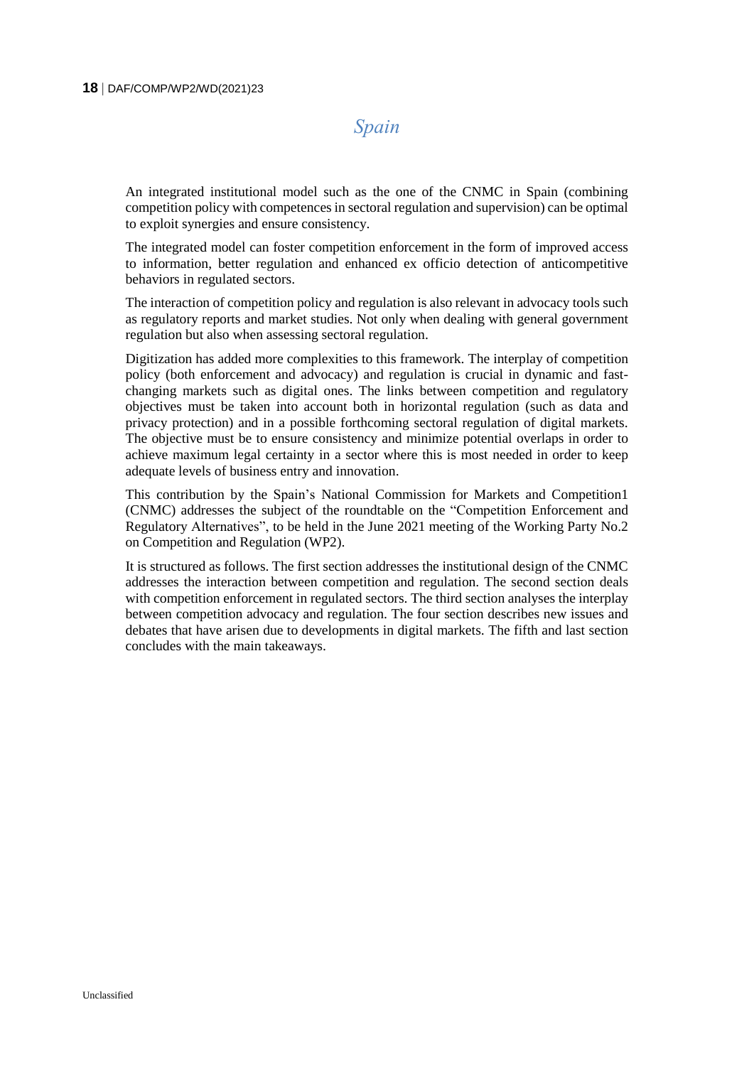# *Spain*

An integrated institutional model such as the one of the CNMC in Spain (combining competition policy with competences in sectoral regulation and supervision) can be optimal to exploit synergies and ensure consistency.

The integrated model can foster competition enforcement in the form of improved access to information, better regulation and enhanced ex officio detection of anticompetitive behaviors in regulated sectors.

The interaction of competition policy and regulation is also relevant in advocacy tools such as regulatory reports and market studies. Not only when dealing with general government regulation but also when assessing sectoral regulation.

Digitization has added more complexities to this framework. The interplay of competition policy (both enforcement and advocacy) and regulation is crucial in dynamic and fast-changing markets such as digital ones. The links between competition and regulatory objectives must be taken into account both in horizontal regulation (such as data and privacy protection) and in a possible forthcoming sectoral regulation of digital markets. The objective must be to ensure consistency and minimize potential overlaps in order to achieve maximum legal certainty in a sector where this is most needed in order to keep adequate levels of business entry and innovation.

This contribution by the Spain's National Commission for Markets and Competition[1] (CNMC) addresses the subject of the roundtable on the "Competition Enforcement and Regulatory Alternatives", to be held in the June 2021 meeting of the Working Party No.2 on Competition and Regulation (WP2).

It is structured as follows. The first section addresses the institutional design of the CNMC addresses the interaction between competition and regulation. The second section deals with competition enforcement in regulated sectors. The third section analyses the interplay between competition advocacy and regulation. The four section describes new issues and debates that have arisen due to developments in digital markets. The fifth and last section concludes with the main takeaways.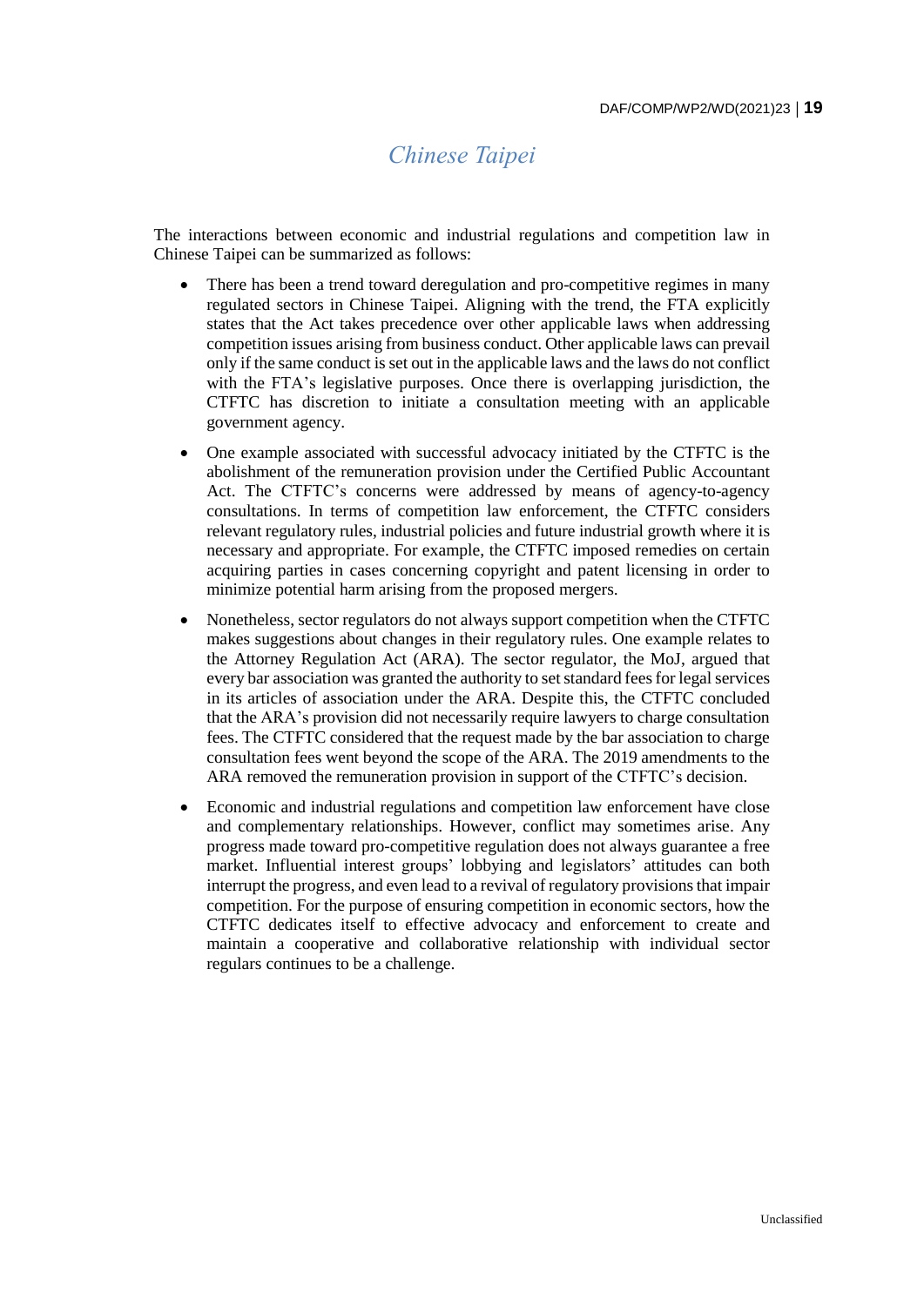# *Chinese Taipei*

The interactions between economic and industrial regulations and competition law in Chinese Taipei can be summarized as follows:

- There has been a trend toward deregulation and pro-competitive regimes in many regulated sectors in Chinese Taipei. Aligning with the trend, the FTA explicitly states that the Act takes precedence over other applicable laws when addressing competition issues arising from business conduct. Other applicable laws can prevail only if the same conduct is set out in the applicable laws and the laws do not conflict with the FTA's legislative purposes. Once there is overlapping jurisdiction, the CTFTC has discretion to initiate a consultation meeting with an applicable government agency.
- One example associated with successful advocacy initiated by the CTFTC is the abolishment of the remuneration provision under the Certified Public Accountant Act. The CTFTC's concerns were addressed by means of agency-to-agency consultations. In terms of competition law enforcement, the CTFTC considers relevant regulatory rules, industrial policies and future industrial growth where it is necessary and appropriate. For example, the CTFTC imposed remedies on certain acquiring parties in cases concerning copyright and patent licensing in order to minimize potential harm arising from the proposed mergers.
- Nonetheless, sector regulators do not always support competition when the CTFTC makes suggestions about changes in their regulatory rules. One example relates to the Attorney Regulation Act (ARA). The sector regulator, the MoJ, argued that every bar association was granted the authority to set standard fees for legal services in its articles of association under the ARA. Despite this, the CTFTC concluded that the ARA's provision did not necessarily require lawyers to charge consultation fees. The CTFTC considered that the request made by the bar association to charge consultation fees went beyond the scope of the ARA. The 2019 amendments to the ARA removed the remuneration provision in support of the CTFTC's decision.
- Economic and industrial regulations and competition law enforcement have close and complementary relationships. However, conflict may sometimes arise. Any progress made toward pro-competitive regulation does not always guarantee a free market. Influential interest groups' lobbying and legislators' attitudes can both interrupt the progress, and even lead to a revival of regulatory provisions that impair competition. For the purpose of ensuring competition in economic sectors, how the CTFTC dedicates itself to effective advocacy and enforcement to create and maintain a cooperative and collaborative relationship with individual sector regulars continues to be a challenge.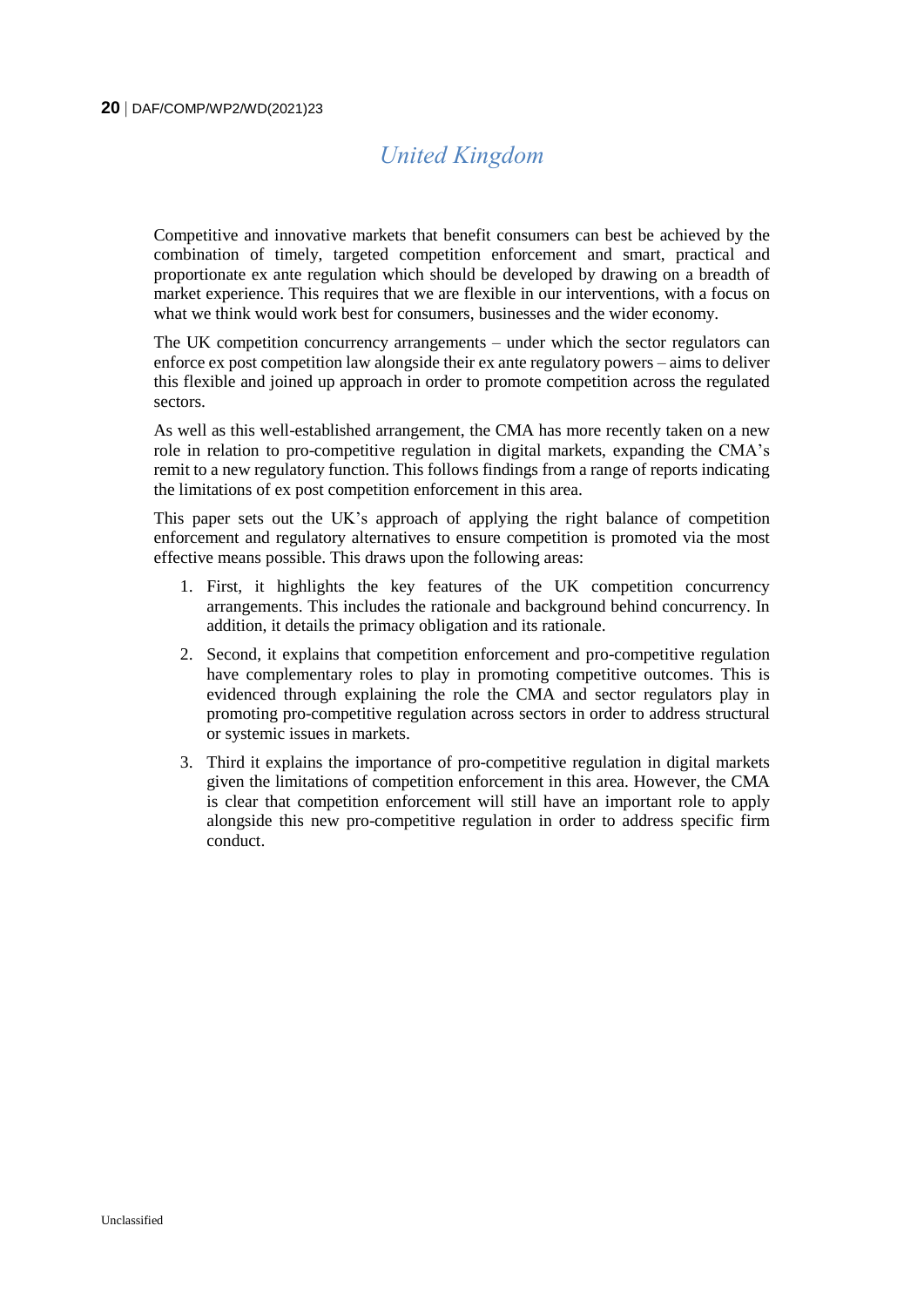# *United Kingdom*

Competitive and innovative markets that benefit consumers can best be achieved by the combination of timely, targeted competition enforcement and smart, practical and proportionate ex ante regulation which should be developed by drawing on a breadth of market experience. This requires that we are flexible in our interventions, with a focus on what we think would work best for consumers, businesses and the wider economy.

The UK competition concurrency arrangements – under which the sector regulators can enforce ex post competition law alongside their ex ante regulatory powers – aims to deliver this flexible and joined up approach in order to promote competition across the regulated sectors.

As well as this well-established arrangement, the CMA has more recently taken on a new role in relation to pro-competitive regulation in digital markets, expanding the CMA's remit to a new regulatory function. This follows findings from a range of reports indicating the limitations of ex post competition enforcement in this area.

This paper sets out the UK's approach of applying the right balance of competition enforcement and regulatory alternatives to ensure competition is promoted via the most effective means possible. This draws upon the following areas:

1. First, it highlights the key features of the UK competition concurrency arrangements. This includes the rationale and background behind concurrency. In addition, it details the primacy obligation and its rationale.
2. Second, it explains that competition enforcement and pro-competitive regulation have complementary roles to play in promoting competitive outcomes. This is evidenced through explaining the role the CMA and sector regulators play in promoting pro-competitive regulation across sectors in order to address structural or systemic issues in markets.
3. Third it explains the importance of pro-competitive regulation in digital markets given the limitations of competition enforcement in this area. However, the CMA is clear that competition enforcement will still have an important role to apply alongside this new pro-competitive regulation in order to address specific firm conduct.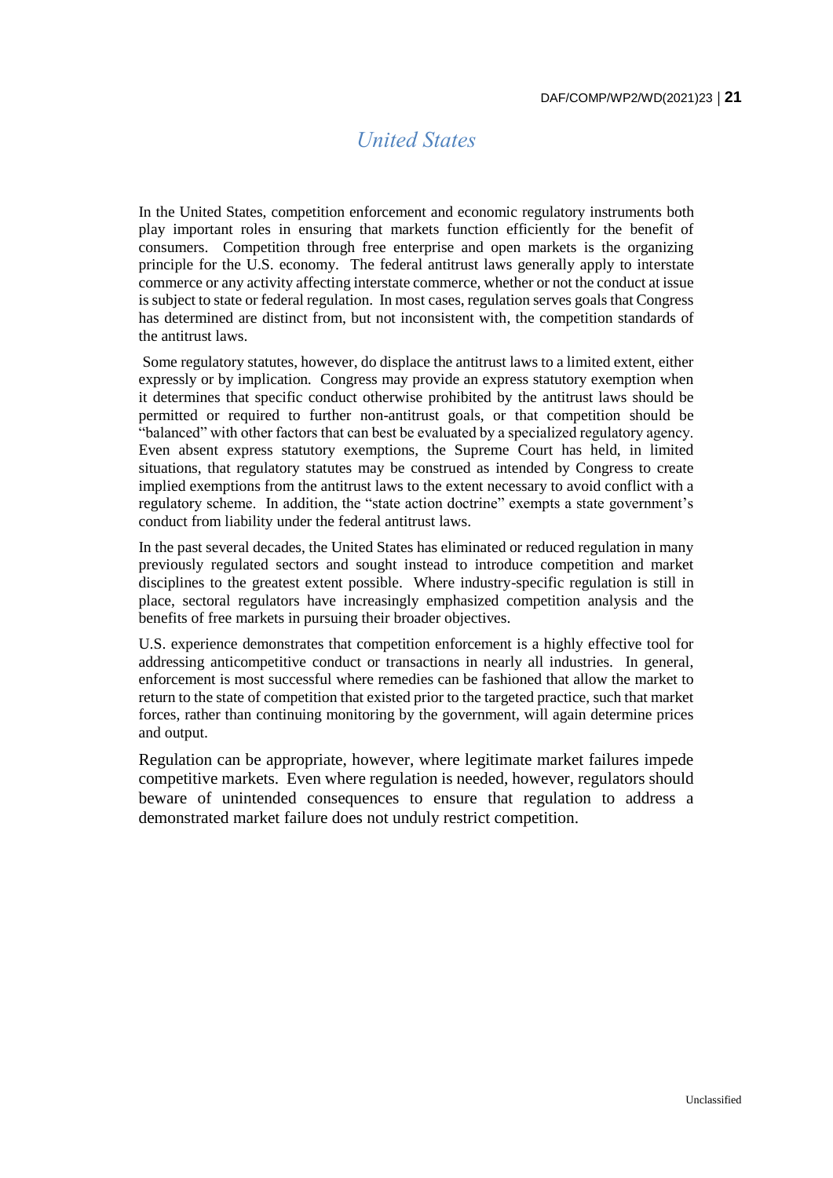# *United States*

In the United States, competition enforcement and economic regulatory instruments both play important roles in ensuring that markets function efficiently for the benefit of consumers. Competition through free enterprise and open markets is the organizing principle for the U.S. economy. The federal antitrust laws generally apply to interstate commerce or any activity affecting interstate commerce, whether or not the conduct at issue is subject to state or federal regulation. In most cases, regulation serves goals that Congress has determined are distinct from, but not inconsistent with, the competition standards of the antitrust laws.

Some regulatory statutes, however, do displace the antitrust laws to a limited extent, either expressly or by implication. Congress may provide an express statutory exemption when it determines that specific conduct otherwise prohibited by the antitrust laws should be permitted or required to further non-antitrust goals, or that competition should be "balanced" with other factors that can best be evaluated by a specialized regulatory agency. Even absent express statutory exemptions, the Supreme Court has held, in limited situations, that regulatory statutes may be construed as intended by Congress to create implied exemptions from the antitrust laws to the extent necessary to avoid conflict with a regulatory scheme. In addition, the "state action doctrine" exempts a state government's conduct from liability under the federal antitrust laws.

In the past several decades, the United States has eliminated or reduced regulation in many previously regulated sectors and sought instead to introduce competition and market disciplines to the greatest extent possible. Where industry-specific regulation is still in place, sectoral regulators have increasingly emphasized competition analysis and the benefits of free markets in pursuing their broader objectives.

U.S. experience demonstrates that competition enforcement is a highly effective tool for addressing anticompetitive conduct or transactions in nearly all industries. In general, enforcement is most successful where remedies can be fashioned that allow the market to return to the state of competition that existed prior to the targeted practice, such that market forces, rather than continuing monitoring by the government, will again determine prices and output.

Regulation can be appropriate, however, where legitimate market failures impede competitive markets. Even where regulation is needed, however, regulators should beware of unintended consequences to ensure that regulation to address a demonstrated market failure does not unduly restrict competition.